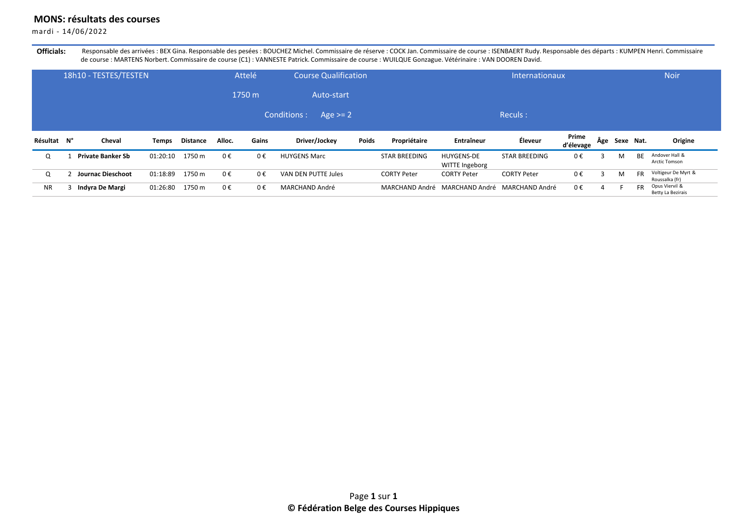# MONS: résultats des courses

mardi - 14/06/2022

**Officials:** Responsable des arrivées : BEX Gina. Responsable des pesées : BOUCHEZ Michel. Commissaire de réserve : COCK Jan. Commissaire de course : ISENBAERT Rudy. Responsable des départs : KUMPEN Henri. Commissaire de course : MARTENS Norbert. Commissaire de course (C1) : VANNESTE Patrick. Commissaire de course : WUILQUE Gonzague. Vétérinaire : VAN DOOREN David.

| 18h10 - TESTES/TESTEN | Attelé | Course Qualification | Internationaux | Noir |
|---|---|---|---|---|
| | 1750 m | Auto-start | | |
| | | Conditions : Age >= 2 | Reculs : | |

| Résultat | N° | Cheval | Temps | Distance | Alloc. | Gains | Driver/Jockey | Poids | Propriétaire | Entraîneur | Éleveur | Prime d'élevage | Âge | Sexe | Nat. | Origine |
|---|---|---|---|---|---|---|---|---|---|---|---|---|---|---|---|---|
| Q | 1 | **Private Banker Sb** | 01:20:10 | 1750 m | 0 € | 0 € | HUYGENS Marc | | STAR BREEDING | HUYGENS-DE WITTE Ingeborg | STAR BREEDING | 0 € | 3 | M | BE | Andover Hall & Arctic Tomson |
| Q | 2 | **Journac Dieschoot** | 01:18:89 | 1750 m | 0 € | 0 € | VAN DEN PUTTE Jules | | CORTY Peter | CORTY Peter | CORTY Peter | 0 € | 3 | M | FR | Voltigeur De Myrt & Roussalka (fr) |
| NR | 3 | **Indyra De Margi** | 01:26:80 | 1750 m | 0 € | 0 € | MARCHAND André | | MARCHAND André | MARCHAND André | MARCHAND André | 0 € | 4 | F | FR | Opus Viervil & Betty La Bezirais |

**© Fédération Belge des Courses Hippiques**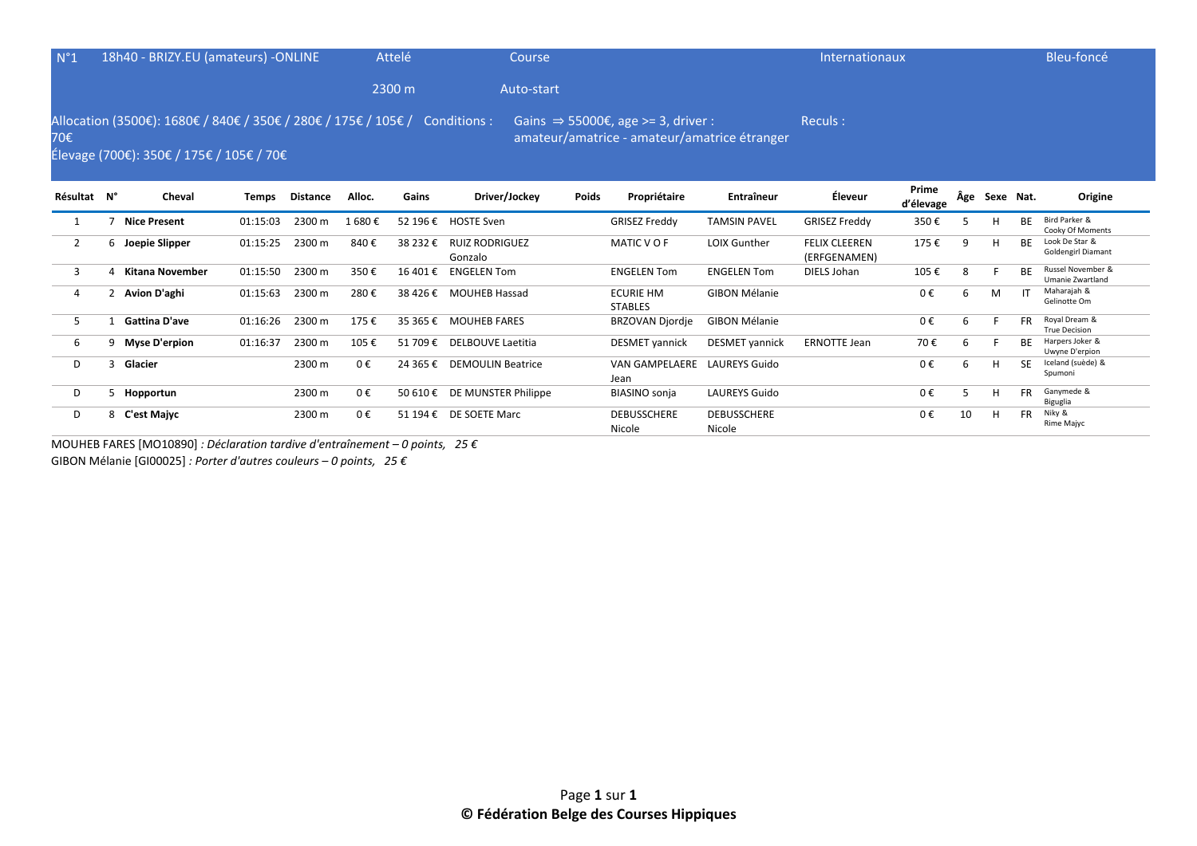N°1 | 18h40 - BRIZY.EU (amateurs) -ONLINE | Attelé | Course | Internationaux | Bleu-foncé

2300 m | Auto-start

Allocation (3500€): 1680€ / 840€ / 350€ / 280€ / 175€ / 105€ / 70€

Conditions : Gains ⇒ 55000€, age >= 3, driver : amateur/amatrice - amateur/amatrice étranger

Reculs :

Élevage (700€): 350€ / 175€ / 105€ / 70€

| Résultat | N° | Cheval | Temps | Distance | Alloc. | Gains | Driver/Jockey | Poids | Propriétaire | Entraîneur | Éleveur | Prime d'élevage | Âge | Sexe | Nat. | Origine |
|---|---|---|---|---|---|---|---|---|---|---|---|---|---|---|---|---|
| 1 | 7 | **Nice Present** | 01:15:03 | 2300 m | 1 680 € | 52 196 € | HOSTE Sven | | GRISEZ Freddy | TAMSIN PAVEL | GRISEZ Freddy | 350 € | 5 | H | BE | Bird Parker & Cooky Of Moments |
| 2 | 6 | **Joepie Slipper** | 01:15:25 | 2300 m | 840 € | 38 232 € | RUIZ RODRIGUEZ Gonzalo | | MATIC V O F | LOIX Gunther | FELIX CLEEREN (ERFGENAMEN) | 175 € | 9 | H | BE | Look De Star & Goldengirl Diamant |
| 3 | 4 | **Kitana November** | 01:15:50 | 2300 m | 350 € | 16 401 € | ENGELEN Tom | | ENGELEN Tom | ENGELEN Tom | DIELS Johan | 105 € | 8 | F | BE | Russel November & Umanie Zwartland |
| 4 | 2 | **Avion D'aghi** | 01:15:63 | 2300 m | 280 € | 38 426 € | MOUHEB Hassad | | ECURIE HM STABLES | GIBON Mélanie | | 0 € | 6 | M | IT | Maharajah & Gelinotte Om |
| 5 | 1 | **Gattina D'ave** | 01:16:26 | 2300 m | 175 € | 35 365 € | MOUHEB FARES | | BRZOVAN Djordje | GIBON Mélanie | | 0 € | 6 | F | FR | Royal Dream & True Decision |
| 6 | 9 | **Myse D'erpion** | 01:16:37 | 2300 m | 105 € | 51 709 € | DELBOUVE Laetitia | | DESMET yannick | DESMET yannick | ERNOTTE Jean | 70 € | 6 | F | BE | Harpers Joker & Uwyne D'erpion |
| D | 3 | **Glacier** | | 2300 m | 0 € | 24 365 € | DEMOULIN Beatrice | | VAN GAMPELAERE Jean | LAUREYS Guido | | 0 € | 6 | H | SE | Iceland (suède) & Spumoni |
| D | 5 | **Hopportun** | | 2300 m | 0 € | 50 610 € | DE MUNSTER Philippe | | BIASINO sonja | LAUREYS Guido | | 0 € | 5 | H | FR | Ganymede & Biguglia |
| D | 8 | **C'est Majyc** | | 2300 m | 0 € | 51 194 € | DE SOETE Marc | | DEBUSSCHERE Nicole | DEBUSSCHERE Nicole | | 0 € | 10 | H | FR | Niky & Rime Majyc |

MOUHEB FARES [MO10890] *: Déclaration tardive d'entraînement – 0 points, 25 €*

GIBON Mélanie [GI00025] *: Porter d'autres couleurs – 0 points, 25 €*

**© Fédération Belge des Courses Hippiques**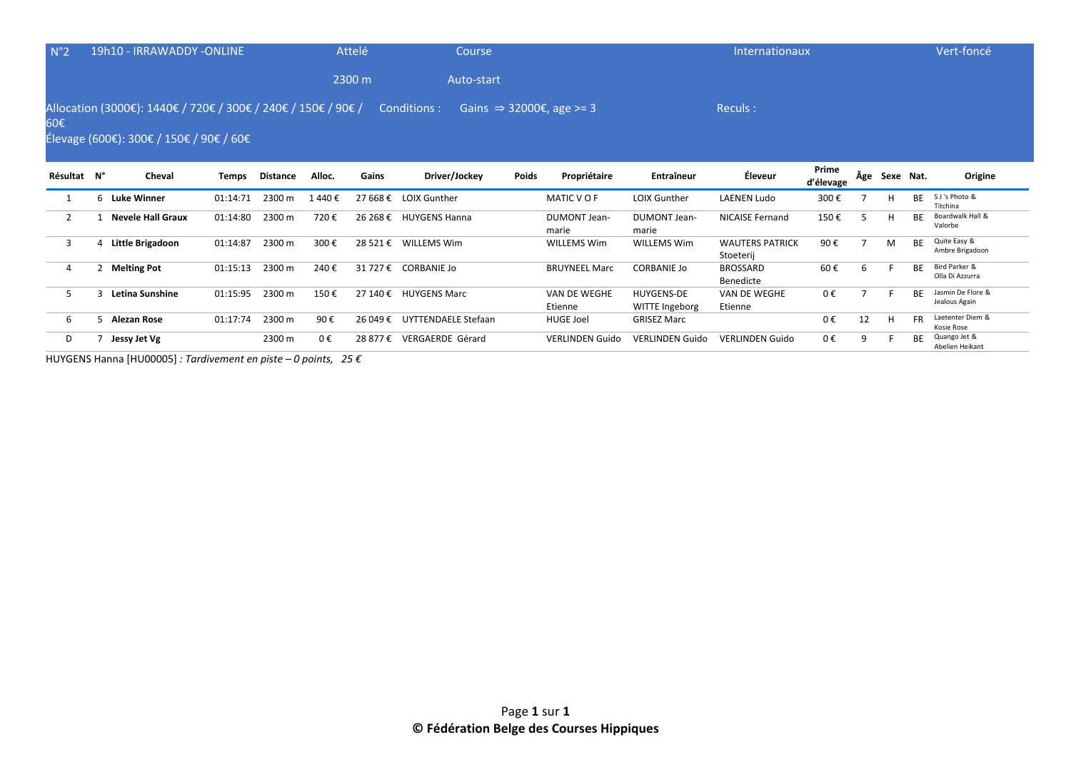| N°2 | 19h10 - IRRAWADDY -ONLINE | Attelé | Course | Internationaux | Vert-foncé |
|---|---|---|---|---|---|
| | | 2300 m | Auto-start | | |

Allocation (3000€): 1440€ / 720€ / 300€ / 240€ / 150€ / 90€ / 60€

Élevage (600€): 300€ / 150€ / 90€ / 60€

Conditions : Gains ⇒ 32000€, age >= 3

Reculs :

| Résultat | N° | Cheval | Temps | Distance | Alloc. | Gains | Driver/Jockey | Poids | Propriétaire | Entraîneur | Éleveur | Prime d'élevage | Âge | Sexe | Nat. | Origine |
|---|---|---|---|---|---|---|---|---|---|---|---|---|---|---|---|---|
| 1 | 6 | **Luke Winner** | 01:14:71 | 2300 m | 1 440 € | 27 668 € | LOIX Gunther | | MATIC V O F | LOIX Gunther | LAENEN Ludo | 300 € | 7 | H | BE | S J 's Photo & Titchina |
| 2 | 1 | **Nevele Hall Graux** | 01:14:80 | 2300 m | 720 € | 26 268 € | HUYGENS Hanna | | DUMONT Jean-marie | DUMONT Jean-marie | NICAISE Fernand | 150 € | 5 | H | BE | Boardwalk Hall & Valorbe |
| 3 | 4 | **Little Brigadoon** | 01:14:87 | 2300 m | 300 € | 28 521 € | WILLEMS Wim | | WILLEMS Wim | WILLEMS Wim | WAUTERS PATRICK Stoeterij | 90 € | 7 | M | BE | Quite Easy & Ambre Brigadoon |
| 4 | 2 | **Melting Pot** | 01:15:13 | 2300 m | 240 € | 31 727 € | CORBANIE Jo | | BRUYNEEL Marc | CORBANIE Jo | BROSSARD Benedicte | 60 € | 6 | F | BE | Bird Parker & Olla Di Azzurra |
| 5 | 3 | **Letina Sunshine** | 01:15:95 | 2300 m | 150 € | 27 140 € | HUYGENS Marc | | VAN DE WEGHE Etienne | HUYGENS-DE WITTE Ingeborg | VAN DE WEGHE Etienne | 0 € | 7 | F | BE | Jasmin De Flore & Jealous Again |
| 6 | 5 | **Alezan Rose** | 01:17:74 | 2300 m | 90 € | 26 049 € | UYTTENDAELE Stefaan | | HUGE Joel | GRISEZ Marc | | 0 € | 12 | H | FR | Laetenter Diem & Kosie Rose |
| D | 7 | **Jessy Jet Vg** | | 2300 m | 0 € | 28 877 € | VERGAERDE Gérard | | VERLINDEN Guido | VERLINDEN Guido | VERLINDEN Guido | 0 € | 9 | F | BE | Quango Jet & Abelien Heikant |

HUYGENS Hanna [HU00005] *: Tardivement en piste – 0 points, 25 €*

**© Fédération Belge des Courses Hippiques**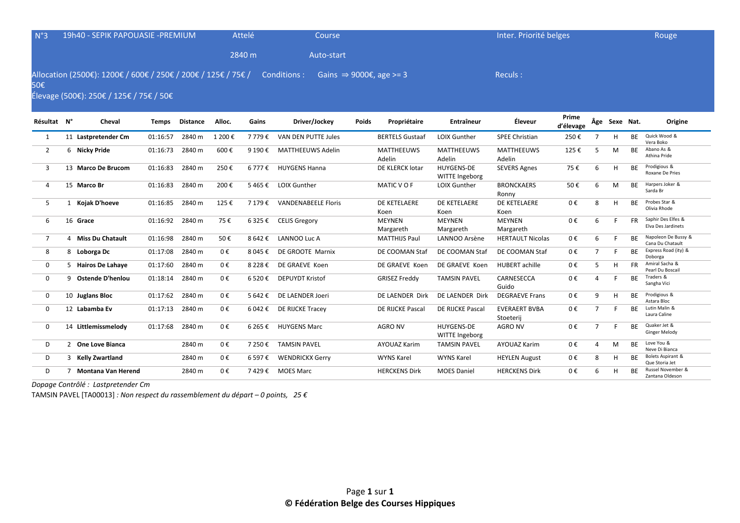N°3 19h40 - SEPIK PAPOUASIE -PREMIUM | Attelé | Course | Inter. Priorité belges | Rouge

2840 m | Auto-start

Allocation (2500€): 1200€ / 600€ / 250€ / 200€ / 125€ / 75€ / 50€

Conditions : Gains ⇒ 9000€, age >= 3

Reculs :

Élevage (500€): 250€ / 125€ / 75€ / 50€

| Résultat | N° | Cheval | Temps | Distance | Alloc. | Gains | Driver/Jockey | Poids | Propriétaire | Entraîneur | Éleveur | Prime d'élevage | Âge | Sexe | Nat. | Origine |
|---|---|---|---|---|---|---|---|---|---|---|---|---|---|---|---|---|
| 1 | 11 | **Lastpretender Cm** | 01:16:57 | 2840 m | 1 200 € | 7 779 € | VAN DEN PUTTE Jules | | BERTELS Gustaaf | LOIX Gunther | SPEE Christian | 250 € | 7 | H | BE | Quick Wood & Vera Boko |
| 2 | 6 | **Nicky Pride** | 01:16:73 | 2840 m | 600 € | 9 190 € | MATTHEEUWS Adelin | | MATTHEEUWS Adelin | MATTHEEUWS Adelin | MATTHEEUWS Adelin | 125 € | 5 | M | BE | Abano As & Athina Pride |
| 3 | 13 | **Marco De Brucom** | 01:16:83 | 2840 m | 250 € | 6 777 € | HUYGENS Hanna | | DE KLERCK lotar | HUYGENS-DE WITTE Ingeborg | SEVERS Agnes | 75 € | 6 | H | BE | Prodigious & Roxane De Pries |
| 4 | 15 | **Marco Br** | 01:16:83 | 2840 m | 200 € | 5 465 € | LOIX Gunther | | MATIC V O F | LOIX Gunther | BRONCKAERS Ronny | 50 € | 6 | M | BE | Harpers Joker & Sarda Br |
| 5 | 1 | **Kojak D'hoeve** | 01:16:85 | 2840 m | 125 € | 7 179 € | VANDENABEELE Floris | | DE KETELAERE Koen | DE KETELAERE Koen | DE KETELAERE Koen | 0 € | 8 | H | BE | Probes Star & Olivia Rhode |
| 6 | 16 | **Grace** | 01:16:92 | 2840 m | 75 € | 6 325 € | CELIS Gregory | | MEYNEN Margareth | MEYNEN Margareth | MEYNEN Margareth | 0 € | 6 | F | FR | Saphir Des Elfes & Elva Des Jardinets |
| 7 | 4 | **Miss Du Chatault** | 01:16:98 | 2840 m | 50 € | 8 642 € | LANNOO Luc A | | MATTHIJS Paul | LANNOO Arsène | HERTAULT Nicolas | 0 € | 6 | F | BE | Napoleon De Bussy & Cana Du Chatault |
| 8 | 8 | **Loborga Dc** | 01:17:08 | 2840 m | 0 € | 8 045 € | DE GROOTE Marnix | | DE COOMAN Staf | DE COOMAN Staf | DE COOMAN Staf | 0 € | 7 | F | BE | Express Road (ity) & Doborga |
| 0 | 5 | **Hairos De Lahaye** | 01:17:60 | 2840 m | 0 € | 8 228 € | DE GRAEVE Koen | | DE GRAEVE Koen | DE GRAEVE Koen | HUBERT achille | 0 € | 5 | H | FR | Amiral Sacha & Pearl Du Boscail |
| 0 | 9 | **Ostende D'henlou** | 01:18:14 | 2840 m | 0 € | 6 520 € | DEPUYDT Kristof | | GRISEZ Freddy | TAMSIN PAVEL | CARNESECCA Guido | 0 € | 4 | F | BE | Traders & Sangha Vici |
| 0 | 10 | **Juglans Bloc** | 01:17:62 | 2840 m | 0 € | 5 642 € | DE LAENDER Joeri | | DE LAENDER Dirk | DE LAENDER Dirk | DEGRAEVE Frans | 0 € | 9 | H | BE | Prodigious & Astara Bloc |
| 0 | 12 | **Labamba Ev** | 01:17:13 | 2840 m | 0 € | 6 042 € | DE RIJCKE Tracey | | DE RIJCKE Pascal | DE RIJCKE Pascal | EVERAERT BVBA Stoeterij | 0 € | 7 | F | BE | Lutin Malin & Laura Caline |
| 0 | 14 | **Littlemissmelody** | 01:17:68 | 2840 m | 0 € | 6 265 € | HUYGENS Marc | | AGRO NV | HUYGENS-DE WITTE Ingeborg | AGRO NV | 0 € | 7 | F | BE | Quaker Jet & Ginger Melody |
| D | 2 | **One Love Bianca** | | 2840 m | 0 € | 7 250 € | TAMSIN PAVEL | | AYOUAZ Karim | TAMSIN PAVEL | AYOUAZ Karim | 0 € | 4 | M | BE | Love You & Neve Di Bianca |
| D | 3 | **Kelly Zwartland** | | 2840 m | 0 € | 6 597 € | WENDRICKX Gerry | | WYNS Karel | WYNS Karel | HEYLEN August | 0 € | 8 | H | BE | Bolets Aspirant & Que Storia Jet |
| D | 7 | **Montana Van Herend** | | 2840 m | 0 € | 7 429 € | MOES Marc | | HERCKENS Dirk | MOES Daniel | HERCKENS Dirk | 0 € | 6 | H | BE | Russel November & Zantana Oldeson |

*Dopage Contrôlé : Lastpretender Cm*

TAMSIN PAVEL [TA00013] *: Non respect du rassemblement du départ – 0 points, 25 €*

**© Fédération Belge des Courses Hippiques**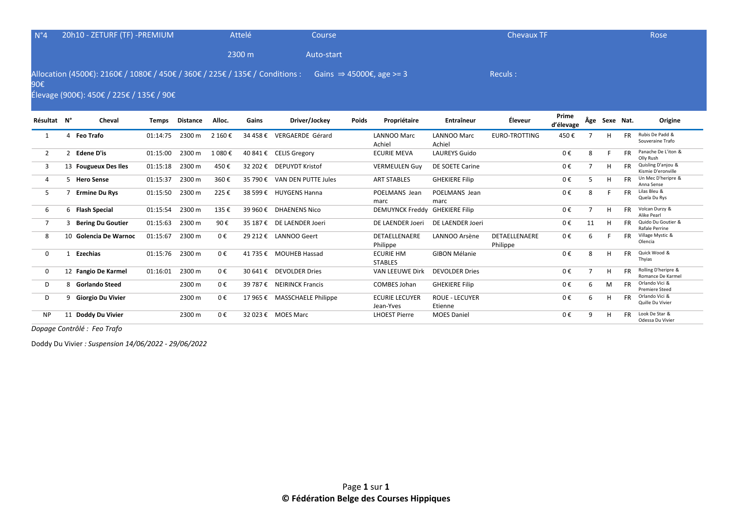N°4 | 20h10 - ZETURF (TF) -PREMIUM | Attelé | Course | Chevaux TF | Rose

2300 m | Auto-start

Allocation (4500€): 2160€ / 1080€ / 450€ / 360€ / 225€ / 135€ / 90€ | Conditions : Gains ⇒ 45000€, age >= 3 | Reculs :

Élevage (900€): 450€ / 225€ / 135€ / 90€

| Résultat | N° | Cheval | Temps | Distance | Alloc. | Gains | Driver/Jockey | Poids | Propriétaire | Entraîneur | Éleveur | Prime d'élevage | Âge | Sexe | Nat. | Origine |
|---|---|---|---|---|---|---|---|---|---|---|---|---|---|---|---|---|
| 1 | 4 | **Feo Trafo** | 01:14:75 | 2300 m | 2 160 € | 34 458 € | VERGAERDE Gérard | | LANNOO Marc Achiel | LANNOO Marc Achiel | EURO-TROTTING | 450 € | 7 | H | FR | Rubis De Padd & Souveraine Trafo |
| 2 | 2 | **Edene D'is** | 01:15:00 | 2300 m | 1 080 € | 40 841 € | CELIS Gregory | | ECURIE MEVA | LAUREYS Guido | | 0 € | 8 | F | FR | Panache De L'iton & Olly Rush |
| 3 | 13 | **Fougueux Des Iles** | 01:15:18 | 2300 m | 450 € | 32 202 € | DEPUYDT Kristof | | VERMEULEN Guy | DE SOETE Carine | | 0 € | 7 | H | FR | Quisling D'anjou & Kismie D'eronville |
| 4 | 5 | **Hero Sense** | 01:15:37 | 2300 m | 360 € | 35 790 € | VAN DEN PUTTE Jules | | ART STABLES | GHEKIERE Filip | | 0 € | 5 | H | FR | Un Mec D'heripre & Anna Sense |
| 5 | 7 | **Ermine Du Rys** | 01:15:50 | 2300 m | 225 € | 38 599 € | HUYGENS Hanna | | POELMANS Jean marc | POELMANS Jean marc | | 0 € | 8 | F | FR | Lilas Bleu & Quela Du Rys |
| 6 | 6 | **Flash Special** | 01:15:54 | 2300 m | 135 € | 39 960 € | DHAENENS Nico | | DEMUYNCK Freddy | GHEKIERE Filip | | 0 € | 7 | H | FR | Volcan Durzy & Alike Pearl |
| 7 | 3 | **Bering Du Goutier** | 01:15:63 | 2300 m | 90 € | 35 187 € | DE LAENDER Joeri | | DE LAENDER Joeri | DE LAENDER Joeri | | 0 € | 11 | H | FR | Quido Du Goutier & Rafale Perrine |
| 8 | 10 | **Golencia De Warnoc** | 01:15:67 | 2300 m | 0 € | 29 212 € | LANNOO Geert | | DETAELLENAERE Philippe | LANNOO Arsène | DETAELLENAERE Philippe | 0 € | 6 | F | FR | Village Mystic & Olencia |
| 0 | 1 | **Ezechias** | 01:15:76 | 2300 m | 0 € | 41 735 € | MOUHEB Hassad | | ECURIE HM STABLES | GIBON Mélanie | | 0 € | 8 | H | FR | Quick Wood & Thyias |
| 0 | 12 | **Fangio De Karmel** | 01:16:01 | 2300 m | 0 € | 30 641 € | DEVOLDER Dries | | VAN LEEUWE Dirk | DEVOLDER Dries | | 0 € | 7 | H | FR | Rolling D'heripre & Romance De Karmel |
| D | 8 | **Gorlando Steed** | | 2300 m | 0 € | 39 787 € | NEIRINCK Francis | | COMBES Johan | GHEKIERE Filip | | 0 € | 6 | M | FR | Orlando Vici & Premiere Steed |
| D | 9 | **Giorgio Du Vivier** | | 2300 m | 0 € | 17 965 € | MASSCHAELE Philippe | | ECURIE LECUYER Jean-Yves | ROUE - LECUYER Etienne | | 0 € | 6 | H | FR | Orlando Vici & Quille Du Vivier |
| NP | 11 | **Doddy Du Vivier** | | 2300 m | 0 € | 32 023 € | MOES Marc | | LHOEST Pierre | MOES Daniel | | 0 € | 9 | H | FR | Look De Star & Odessa Du Vivier |

*Dopage Contrôlé : Feo Trafo*

Doddy Du Vivier *: Suspension 14/06/2022 - 29/06/2022*

**© Fédération Belge des Courses Hippiques**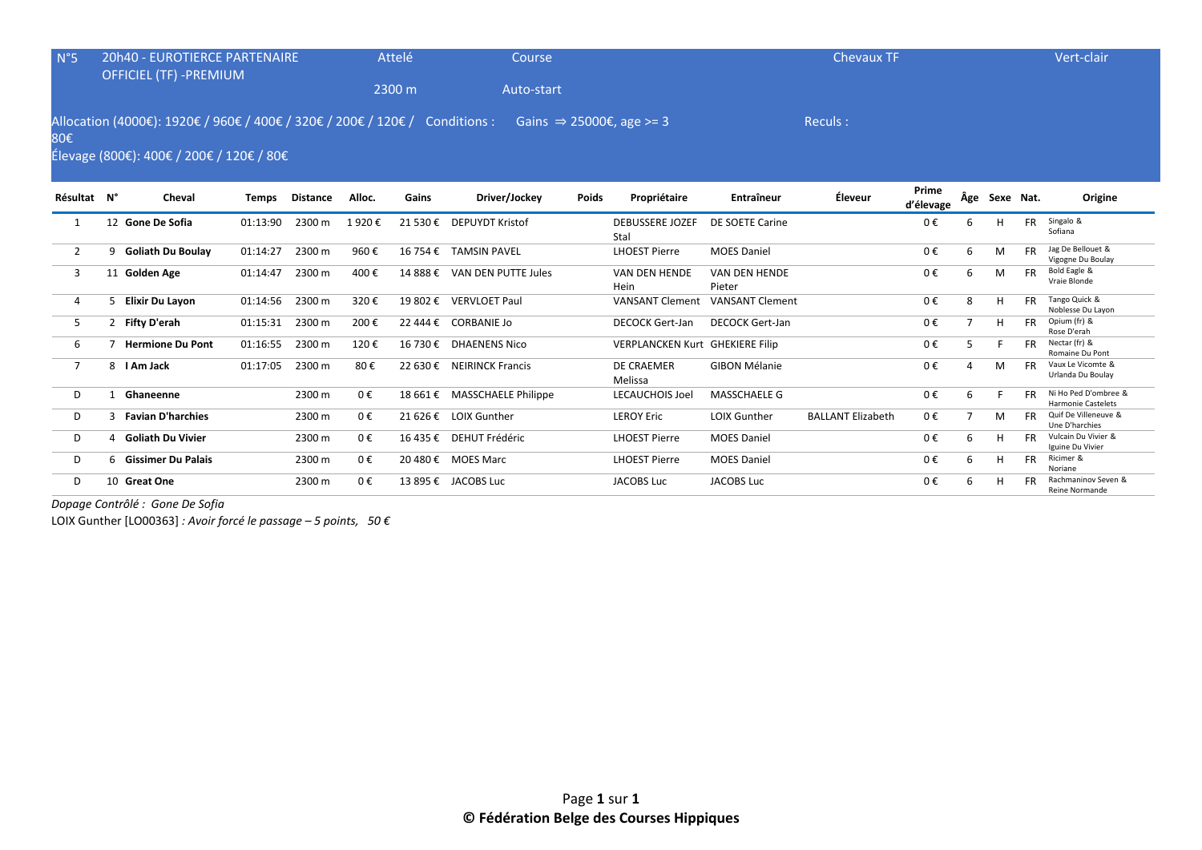| N°5 | 20h40 - EUROTIERCE PARTENAIRE OFFICIEL (TF) -PREMIUM | Attelé 2300 m | Course Auto-start | Chevaux TF | Vert-clair |
|---|---|---|---|---|---|

Allocation (4000€): 1920€ / 960€ / 400€ / 320€ / 200€ / 120€ / 80€ Conditions : Gains ⇒ 25000€, age >= 3 Reculs :

Élevage (800€): 400€ / 200€ / 120€ / 80€

| Résultat | N° | Cheval | Temps | Distance | Alloc. | Gains | Driver/Jockey | Poids | Propriétaire | Entraîneur | Éleveur | Prime d'élevage | Âge | Sexe | Nat. | Origine |
|---|---|---|---|---|---|---|---|---|---|---|---|---|---|---|---|---|
| 1 | 12 | **Gone De Sofia** | 01:13:90 | 2300 m | 1 920 € | 21 530 € | DEPUYDT Kristof | | DEBUSSERE JOZEF Stal | DE SOETE Carine | | 0 € | 6 | H | FR | Singalo & Sofiana |
| 2 | 9 | **Goliath Du Boulay** | 01:14:27 | 2300 m | 960 € | 16 754 € | TAMSIN PAVEL | | LHOEST Pierre | MOES Daniel | | 0 € | 6 | M | FR | Jag De Bellouet & Vigogne Du Boulay |
| 3 | 11 | **Golden Age** | 01:14:47 | 2300 m | 400 € | 14 888 € | VAN DEN PUTTE Jules | | VAN DEN HENDE Hein | VAN DEN HENDE Pieter | | 0 € | 6 | M | FR | Bold Eagle & Vraie Blonde |
| 4 | 5 | **Elixir Du Layon** | 01:14:56 | 2300 m | 320 € | 19 802 € | VERVLOET Paul | | VANSANT Clement | VANSANT Clement | | 0 € | 8 | H | FR | Tango Quick & Noblesse Du Layon |
| 5 | 2 | **Fifty D'erah** | 01:15:31 | 2300 m | 200 € | 22 444 € | CORBANIE Jo | | DECOCK Gert-Jan | DECOCK Gert-Jan | | 0 € | 7 | H | FR | Opium (fr) & Rose D'erah |
| 6 | 7 | **Hermione Du Pont** | 01:16:55 | 2300 m | 120 € | 16 730 € | DHAENENS Nico | | VERPLANCKEN Kurt | GHEKIERE Filip | | 0 € | 5 | F | FR | Nectar (fr) & Romaine Du Pont |
| 7 | 8 | **I Am Jack** | 01:17:05 | 2300 m | 80 € | 22 630 € | NEIRINCK Francis | | DE CRAEMER Melissa | GIBON Mélanie | | 0 € | 4 | M | FR | Vaux Le Vicomte & Urlanda Du Boulay |
| D | 1 | **Ghaneenne** | | 2300 m | 0 € | 18 661 € | MASSCHAELE Philippe | | LECAUCHOIS Joel | MASSCHAELE G | | 0 € | 6 | F | FR | Ni Ho Ped D'ombree & Harmonie Castelets |
| D | 3 | **Favian D'harchies** | | 2300 m | 0 € | 21 626 € | LOIX Gunther | | LEROY Eric | LOIX Gunther | BALLANT Elizabeth | 0 € | 7 | M | FR | Quif De Villeneuve & Une D'harchies |
| D | 4 | **Goliath Du Vivier** | | 2300 m | 0 € | 16 435 € | DEHUT Frédéric | | LHOEST Pierre | MOES Daniel | | 0 € | 6 | H | FR | Vulcain Du Vivier & Iguine Du Vivier |
| D | 6 | **Gissimer Du Palais** | | 2300 m | 0 € | 20 480 € | MOES Marc | | LHOEST Pierre | MOES Daniel | | 0 € | 6 | H | FR | Ricimer & Noriane |
| D | 10 | **Great One** | | 2300 m | 0 € | 13 895 € | JACOBS Luc | | JACOBS Luc | JACOBS Luc | | 0 € | 6 | H | FR | Rachmaninov Seven & Reine Normande |

*Dopage Contrôlé : Gone De Sofia*

LOIX Gunther [LO00363] *: Avoir forcé le passage – 5 points, 50 €*

**© Fédération Belge des Courses Hippiques**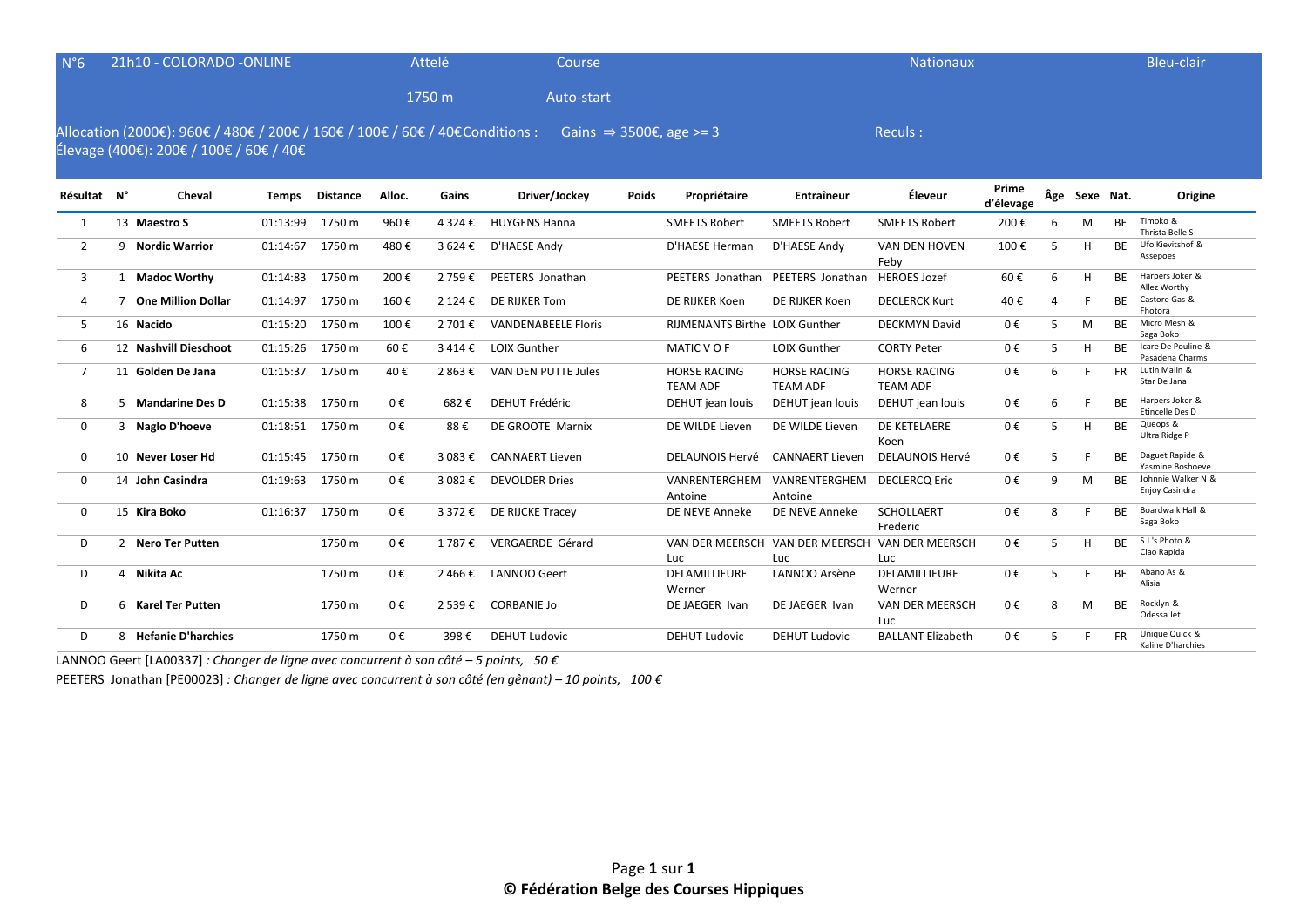| N°6 | 21h10 - COLORADO -ONLINE | Attelé | Course | Nationaux | Bleu-clair |
|---|---|---|---|---|---|
| | | 1750 m | Auto-start | | |

Allocation (2000€): 960€ / 480€ / 200€ / 160€ / 100€ / 60€ / 40€Conditions : Gains ⇒ 3500€, age >= 3 Reculs :
Élevage (400€): 200€ / 100€ / 60€ / 40€

| Résultat | N° | Cheval | Temps | Distance | Alloc. | Gains | Driver/Jockey | Poids | Propriétaire | Entraîneur | Éleveur | Prime d'élevage | Âge | Sexe | Nat. | Origine |
|---|---|---|---|---|---|---|---|---|---|---|---|---|---|---|---|---|
| 1 | 13 | **Maestro S** | 01:13:99 | 1750 m | 960 € | 4 324 € | HUYGENS Hanna | | SMEETS Robert | SMEETS Robert | SMEETS Robert | 200 € | 6 | M | BE | Timoko & Thrista Belle S |
| 2 | 9 | **Nordic Warrior** | 01:14:67 | 1750 m | 480 € | 3 624 € | D'HAESE Andy | | D'HAESE Herman | D'HAESE Andy | VAN DEN HOVEN Feby | 100 € | 5 | H | BE | Ufo Kievitshof & Assepoes |
| 3 | 1 | **Madoc Worthy** | 01:14:83 | 1750 m | 200 € | 2 759 € | PEETERS Jonathan | | PEETERS Jonathan | PEETERS Jonathan | HEROES Jozef | 60 € | 6 | H | BE | Harpers Joker & Allez Worthy |
| 4 | 7 | **One Million Dollar** | 01:14:97 | 1750 m | 160 € | 2 124 € | DE RIJKER Tom | | DE RIJKER Koen | DE RIJKER Koen | DECLERCK Kurt | 40 € | 4 | F | BE | Castore Gas & Fhotora |
| 5 | 16 | **Nacido** | 01:15:20 | 1750 m | 100 € | 2 701 € | VANDENABEELE Floris | | RIJMENANTS Birthe | LOIX Gunther | DECKMYN David | 0 € | 5 | M | BE | Micro Mesh & Saga Boko |
| 6 | 12 | **Nashvill Dieschoot** | 01:15:26 | 1750 m | 60 € | 3 414 € | LOIX Gunther | | MATIC V O F | LOIX Gunther | CORTY Peter | 0 € | 5 | H | BE | Icare De Pouline & Pasadena Charms |
| 7 | 11 | **Golden De Jana** | 01:15:37 | 1750 m | 40 € | 2 863 € | VAN DEN PUTTE Jules | | HORSE RACING TEAM ADF | HORSE RACING TEAM ADF | HORSE RACING TEAM ADF | 0 € | 6 | F | FR | Lutin Malin & Star De Jana |
| 8 | 5 | **Mandarine Des D** | 01:15:38 | 1750 m | 0 € | 682 € | DEHUT Frédéric | | DEHUT jean louis | DEHUT jean louis | DEHUT jean louis | 0 € | 6 | F | BE | Harpers Joker & Etincelle Des D |
| 0 | 3 | **Naglo D'hoeve** | 01:18:51 | 1750 m | 0 € | 88 € | DE GROOTE Marnix | | DE WILDE Lieven | DE WILDE Lieven | DE KETELAERE Koen | 0 € | 5 | H | BE | Queops & Ultra Ridge P |
| 0 | 10 | **Never Loser Hd** | 01:15:45 | 1750 m | 0 € | 3 083 € | CANNAERT Lieven | | DELAUNOIS Hervé | CANNAERT Lieven | DELAUNOIS Hervé | 0 € | 5 | F | BE | Daguet Rapide & Yasmine Boshoeve |
| 0 | 14 | **John Casindra** | 01:19:63 | 1750 m | 0 € | 3 082 € | DEVOLDER Dries | | VANRENTERGHEM Antoine | VANRENTERGHEM Antoine | DECLERCQ Eric | 0 € | 9 | M | BE | Johnnie Walker N & Enjoy Casindra |
| 0 | 15 | **Kira Boko** | 01:16:37 | 1750 m | 0 € | 3 372 € | DE RIJCKE Tracey | | DE NEVE Anneke | DE NEVE Anneke | SCHOLLAERT Frederic | 0 € | 8 | F | BE | Boardwalk Hall & Saga Boko |
| D | 2 | **Nero Ter Putten** | | 1750 m | 0 € | 1 787 € | VERGAERDE Gérard | | VAN DER MEERSCH Luc | VAN DER MEERSCH Luc | VAN DER MEERSCH Luc | 0 € | 5 | H | BE | S J 's Photo & Ciao Rapida |
| D | 4 | **Nikita Ac** | | 1750 m | 0 € | 2 466 € | LANNOO Geert | | DELAMILLIEURE Werner | LANNOO Arsène | DELAMILLIEURE Werner | 0 € | 5 | F | BE | Abano As & Alisia |
| D | 6 | **Karel Ter Putten** | | 1750 m | 0 € | 2 539 € | CORBANIE Jo | | DE JAEGER Ivan | DE JAEGER Ivan | VAN DER MEERSCH Luc | 0 € | 8 | M | BE | Rocklyn & Odessa Jet |
| D | 8 | **Hefanie D'harchies** | | 1750 m | 0 € | 398 € | DEHUT Ludovic | | DEHUT Ludovic | DEHUT Ludovic | BALLANT Elizabeth | 0 € | 5 | F | FR | Unique Quick & Kaline D'harchies |

LANNOO Geert [LA00337] *: Changer de ligne avec concurrent à son côté – 5 points, 50 €*

PEETERS Jonathan [PE00023] *: Changer de ligne avec concurrent à son côté (en gênant) – 10 points, 100 €*

**© Fédération Belge des Courses Hippiques**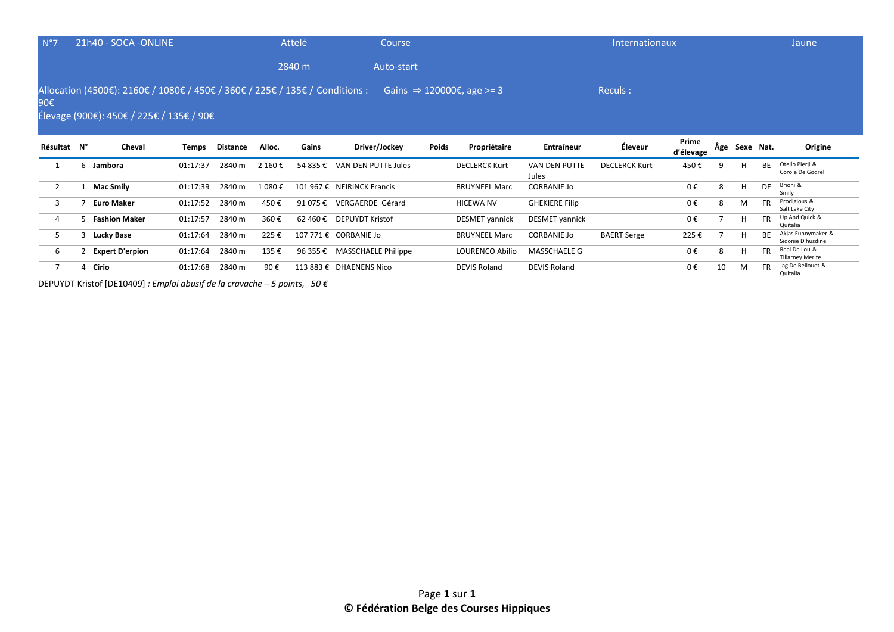| N°7 | 21h40 - SOCA -ONLINE | Attelé | Course | Internationaux | Jaune |
|---|---|---|---|---|---|
| | | 2840 m | Auto-start | | |

Allocation (4500€): 2160€ / 1080€ / 450€ / 360€ / 225€ / 135€ / 90€ / Conditions : Gains ⇒ 120000€, age >= 3 Reculs :

Élevage (900€): 450€ / 225€ / 135€ / 90€

| Résultat | N° | Cheval | Temps | Distance | Alloc. | Gains | Driver/Jockey | Poids | Propriétaire | Entraîneur | Éleveur | Prime d'élevage | Âge | Sexe | Nat. | Origine |
|---|---|---|---|---|---|---|---|---|---|---|---|---|---|---|---|---|
| 1 | 6 | **Jambora** | 01:17:37 | 2840 m | 2 160 € | 54 835 € | VAN DEN PUTTE Jules | | DECLERCK Kurt | VAN DEN PUTTE Jules | DECLERCK Kurt | 450 € | 9 | H | BE | Otello Pierji & Corole De Godrel |
| 2 | 1 | **Mac Smily** | 01:17:39 | 2840 m | 1 080 € | 101 967 € | NEIRINCK Francis | | BRUYNEEL Marc | CORBANIE Jo | | 0 € | 8 | H | DE | Brioni & Smily |
| 3 | 7 | **Euro Maker** | 01:17:52 | 2840 m | 450 € | 91 075 € | VERGAERDE Gérard | | HICEWA NV | GHEKIERE Filip | | 0 € | 8 | M | FR | Prodigious & Salt Lake City |
| 4 | 5 | **Fashion Maker** | 01:17:57 | 2840 m | 360 € | 62 460 € | DEPUYDT Kristof | | DESMET yannick | DESMET yannick | | 0 € | 7 | H | FR | Up And Quick & Quitalia |
| 5 | 3 | **Lucky Base** | 01:17:64 | 2840 m | 225 € | 107 771 € | CORBANIE Jo | | BRUYNEEL Marc | CORBANIE Jo | BAERT Serge | 225 € | 7 | H | BE | Akjas Funnymaker & Sidonie D'husdine |
| 6 | 2 | **Expert D'erpion** | 01:17:64 | 2840 m | 135 € | 96 355 € | MASSCHAELE Philippe | | LOURENCO Abilio | MASSCHAELE G | | 0 € | 8 | H | FR | Real De Lou & Tillarney Merite |
| 7 | 4 | **Cirio** | 01:17:68 | 2840 m | 90 € | 113 883 € | DHAENENS Nico | | DEVIS Roland | DEVIS Roland | | 0 € | 10 | M | FR | Jag De Bellouet & Quitalia |

DEPUYDT Kristof [DE10409] *: Emploi abusif de la cravache – 5 points, 50 €*

**© Fédération Belge des Courses Hippiques**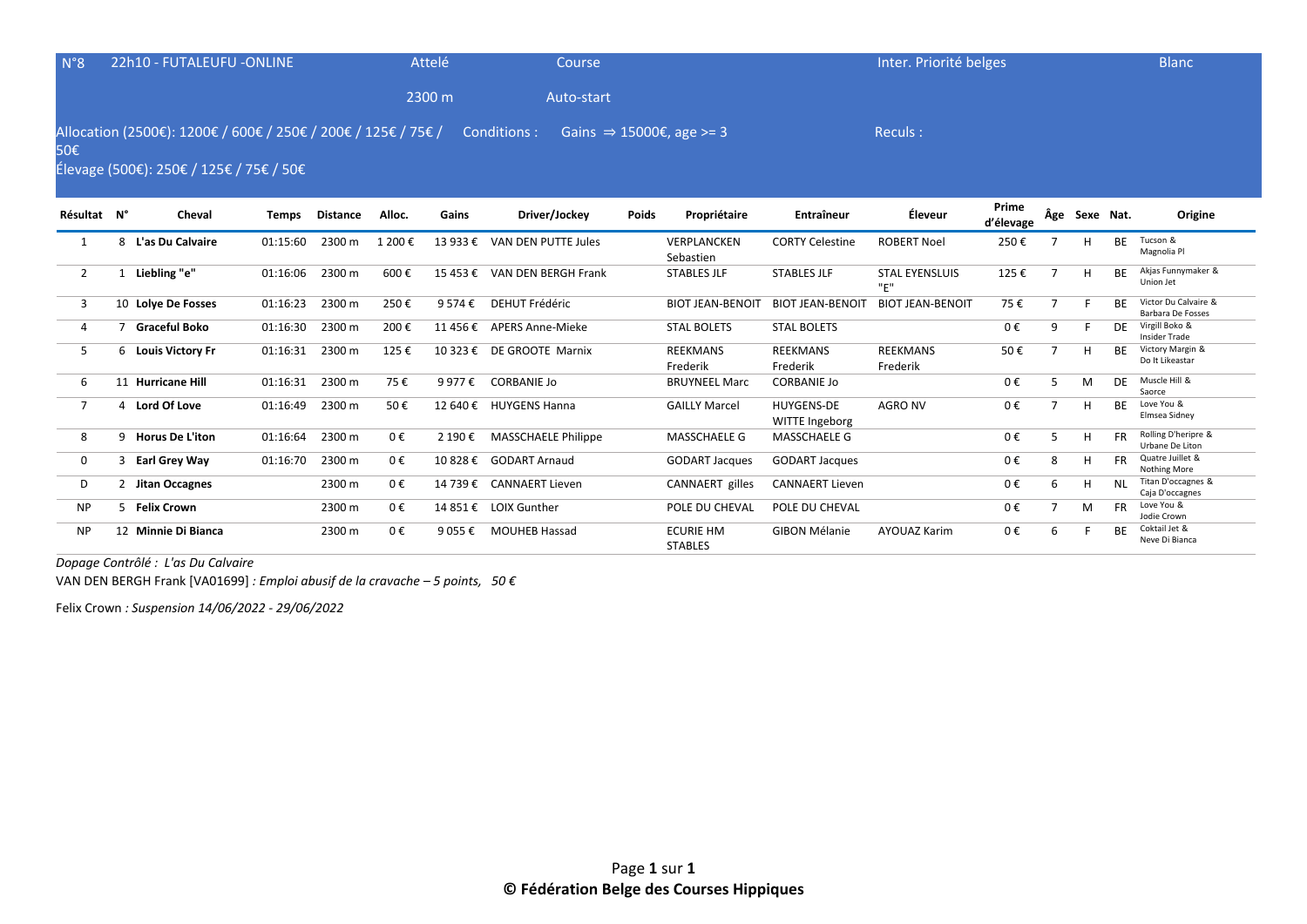N°8 | 22h10 - FUTALEUFU -ONLINE | Attelé | Course | Inter. Priorité belges | Blanc

2300 m | Auto-start

Allocation (2500€): 1200€ / 600€ / 250€ / 200€ / 125€ / 75€ / 50€

Conditions : Gains ⇒ 15000€, age >= 3

Reculs :

Élevage (500€): 250€ / 125€ / 75€ / 50€

| Résultat | N° | Cheval | Temps | Distance | Alloc. | Gains | Driver/Jockey | Poids | Propriétaire | Entraîneur | Éleveur | Prime d'élevage | Âge | Sexe | Nat. | Origine |
|---|---|---|---|---|---|---|---|---|---|---|---|---|---|---|---|---|
| 1 | 8 | **L'as Du Calvaire** | 01:15:60 | 2300 m | 1 200 € | 13 933 € | VAN DEN PUTTE Jules | | VERPLANCKEN Sebastien | CORTY Celestine | ROBERT Noel | 250 € | 7 | H | BE | Tucson & Magnolia Pl |
| 2 | 1 | **Liebling "e"** | 01:16:06 | 2300 m | 600 € | 15 453 € | VAN DEN BERGH Frank | | STABLES JLF | STABLES JLF | STAL EYENSLUIS "E" | 125 € | 7 | H | BE | Akjas Funnymaker & Union Jet |
| 3 | 10 | **Lolye De Fosses** | 01:16:23 | 2300 m | 250 € | 9 574 € | DEHUT Frédéric | | BIOT JEAN-BENOIT | BIOT JEAN-BENOIT | BIOT JEAN-BENOIT | 75 € | 7 | F | BE | Victor Du Calvaire & Barbara De Fosses |
| 4 | 7 | **Graceful Boko** | 01:16:30 | 2300 m | 200 € | 11 456 € | APERS Anne-Mieke | | STAL BOLETS | STAL BOLETS | | 0 € | 9 | F | DE | Virgill Boko & Insider Trade |
| 5 | 6 | **Louis Victory Fr** | 01:16:31 | 2300 m | 125 € | 10 323 € | DE GROOTE Marnix | | REEKMANS Frederik | REEKMANS Frederik | REEKMANS Frederik | 50 € | 7 | H | BE | Victory Margin & Do It Likeastar |
| 6 | 11 | **Hurricane Hill** | 01:16:31 | 2300 m | 75 € | 9 977 € | CORBANIE Jo | | BRUYNEEL Marc | CORBANIE Jo | | 0 € | 5 | M | DE | Muscle Hill & Saorce |
| 7 | 4 | **Lord Of Love** | 01:16:49 | 2300 m | 50 € | 12 640 € | HUYGENS Hanna | | GAILLY Marcel | HUYGENS-DE WITTE Ingeborg | AGRO NV | 0 € | 7 | H | BE | Love You & Elmsea Sidney |
| 8 | 9 | **Horus De L'iton** | 01:16:64 | 2300 m | 0 € | 2 190 € | MASSCHAELE Philippe | | MASSCHAELE G | MASSCHAELE G | | 0 € | 5 | H | FR | Rolling D'heripre & Urbane De Liton |
| 0 | 3 | **Earl Grey Way** | 01:16:70 | 2300 m | 0 € | 10 828 € | GODART Arnaud | | GODART Jacques | GODART Jacques | | 0 € | 8 | H | FR | Quatre Juillet & Nothing More |
| D | 2 | **Jitan Occagnes** | | 2300 m | 0 € | 14 739 € | CANNAERT Lieven | | CANNAERT gilles | CANNAERT Lieven | | 0 € | 6 | H | NL | Titan D'occagnes & Caja D'occagnes |
| NP | 5 | **Felix Crown** | | 2300 m | 0 € | 14 851 € | LOIX Gunther | | POLE DU CHEVAL | POLE DU CHEVAL | | 0 € | 7 | M | FR | Love You & Jodie Crown |
| NP | 12 | **Minnie Di Bianca** | | 2300 m | 0 € | 9 055 € | MOUHEB Hassad | | ECURIE HM STABLES | GIBON Mélanie | AYOUAZ Karim | 0 € | 6 | F | BE | Coktail Jet & Neve Di Bianca |

*Dopage Contrôlé : L'as Du Calvaire*

VAN DEN BERGH Frank [VA01699] *: Emploi abusif de la cravache – 5 points, 50 €*

Felix Crown *: Suspension 14/06/2022 - 29/06/2022*

**© Fédération Belge des Courses Hippiques**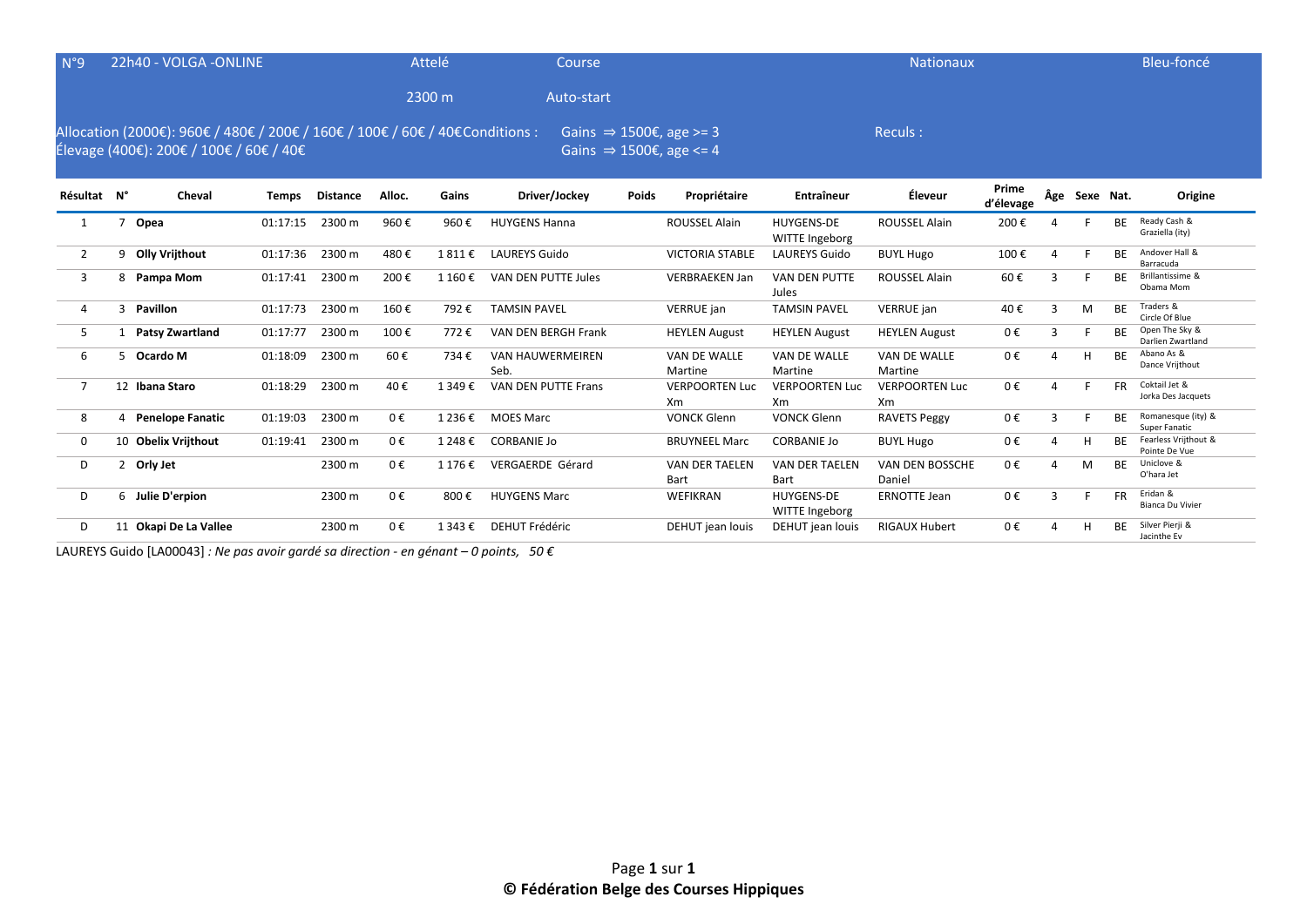| N°9 | 22h40 - VOLGA -ONLINE | Attelé | Course | Nationaux | Bleu-foncé |
|---|---|---|---|---|---|
| | | 2300 m | Auto-start | | |

Allocation (2000€): 960€ / 480€ / 200€ / 160€ / 100€ / 60€ / 40€
Élevage (400€): 200€ / 100€ / 60€ / 40€

Conditions : Gains ⇒ 1500€, age >= 3
Gains ⇒ 1500€, age <= 4

Reculs :

| Résultat | N° | Cheval | Temps | Distance | Alloc. | Gains | Driver/Jockey | Poids | Propriétaire | Entraîneur | Éleveur | Prime d'élevage | Âge | Sexe | Nat. | Origine |
|---|---|---|---|---|---|---|---|---|---|---|---|---|---|---|---|---|
| 1 | 7 | **Opea** | 01:17:15 | 2300 m | 960 € | 960 € | HUYGENS Hanna | | ROUSSEL Alain | HUYGENS-DE WITTE Ingeborg | ROUSSEL Alain | 200 € | 4 | F | BE | Ready Cash & Graziella (ity) |
| 2 | 9 | **Olly Vrijthout** | 01:17:36 | 2300 m | 480 € | 1 811 € | LAUREYS Guido | | VICTORIA STABLE | LAUREYS Guido | BUYL Hugo | 100 € | 4 | F | BE | Andover Hall & Barracuda |
| 3 | 8 | **Pampa Mom** | 01:17:41 | 2300 m | 200 € | 1 160 € | VAN DEN PUTTE Jules | | VERBRAEKEN Jan | VAN DEN PUTTE Jules | ROUSSEL Alain | 60 € | 3 | F | BE | Brillantissime & Obama Mom |
| 4 | 3 | **Pavillon** | 01:17:73 | 2300 m | 160 € | 792 € | TAMSIN PAVEL | | VERRUE jan | TAMSIN PAVEL | VERRUE jan | 40 € | 3 | M | BE | Traders & Circle Of Blue |
| 5 | 1 | **Patsy Zwartland** | 01:17:77 | 2300 m | 100 € | 772 € | VAN DEN BERGH Frank | | HEYLEN August | HEYLEN August | HEYLEN August | 0 € | 3 | F | BE | Open The Sky & Darlien Zwartland |
| 6 | 5 | **Ocardo M** | 01:18:09 | 2300 m | 60 € | 734 € | VAN HAUWERMEIREN Seb. | | VAN DE WALLE Martine | VAN DE WALLE Martine | VAN DE WALLE Martine | 0 € | 4 | H | BE | Abano As & Dance Vrijthout |
| 7 | 12 | **Ibana Staro** | 01:18:29 | 2300 m | 40 € | 1 349 € | VAN DEN PUTTE Frans | | VERPOORTEN Luc Xm | VERPOORTEN Luc Xm | VERPOORTEN Luc Xm | 0 € | 4 | F | FR | Coktail Jet & Jorka Des Jacquets |
| 8 | 4 | **Penelope Fanatic** | 01:19:03 | 2300 m | 0 € | 1 236 € | MOES Marc | | VONCK Glenn | VONCK Glenn | RAVETS Peggy | 0 € | 3 | F | BE | Romanesque (ity) & Super Fanatic |
| 0 | 10 | **Obelix Vrijthout** | 01:19:41 | 2300 m | 0 € | 1 248 € | CORBANIE Jo | | BRUYNEEL Marc | CORBANIE Jo | BUYL Hugo | 0 € | 4 | H | BE | Fearless Vrijthout & Pointe De Vue |
| D | 2 | **Orly Jet** | | 2300 m | 0 € | 1 176 € | VERGAERDE Gérard | | VAN DER TAELEN Bart | VAN DER TAELEN Bart | VAN DEN BOSSCHE Daniel | 0 € | 4 | M | BE | Uniclove & O'hara Jet |
| D | 6 | **Julie D'erpion** | | 2300 m | 0 € | 800 € | HUYGENS Marc | | WEFIKRAN | HUYGENS-DE WITTE Ingeborg | ERNOTTE Jean | 0 € | 3 | F | FR | Eridan & Bianca Du Vivier |
| D | 11 | **Okapi De La Vallee** | | 2300 m | 0 € | 1 343 € | DEHUT Frédéric | | DEHUT jean louis | DEHUT jean louis | RIGAUX Hubert | 0 € | 4 | H | BE | Silver Pierji & Jacinthe Ev |

LAUREYS Guido [LA00043] *: Ne pas avoir gardé sa direction - en gênant – 0 points, 50 €*

**© Fédération Belge des Courses Hippiques**